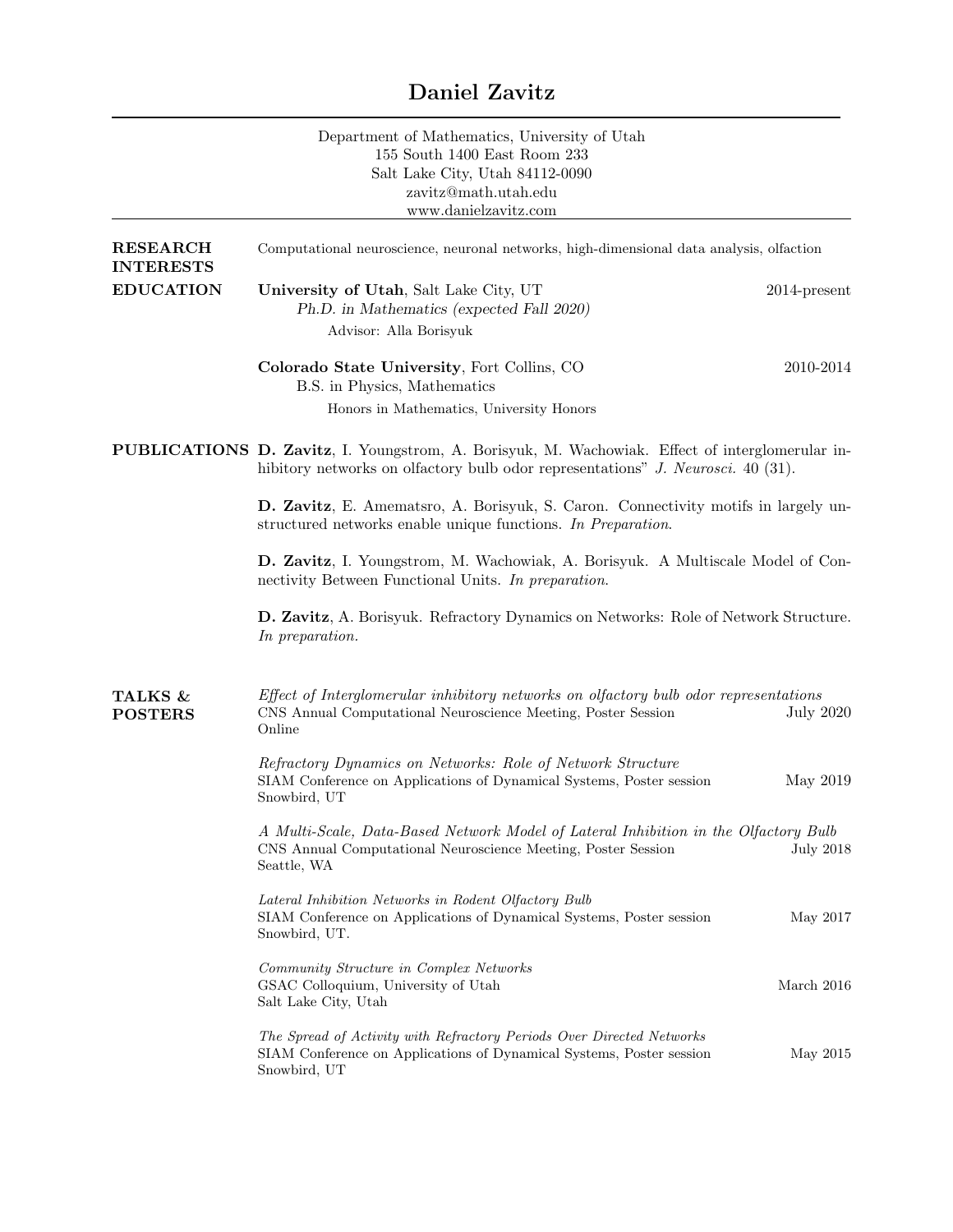# Daniel Zavitz

Department of Mathematics, University of Utah
155 South 1400 East Room 233
Salt Lake City, Utah 84112-0090
zavitz@math.utah.edu
www.danielzavitz.com

## RESEARCH INTERESTS

Computational neuroscience, neuronal networks, high-dimensional data analysis, olfaction

## EDUCATION

**University of Utah**, Salt Lake City, UT — 2014-present
*Ph.D. in Mathematics (expected Fall 2020)*
Advisor: Alla Borisyuk

**Colorado State University**, Fort Collins, CO — 2010-2014
B.S. in Physics, Mathematics
Honors in Mathematics, University Honors

## PUBLICATIONS

**D. Zavitz**, I. Youngstrom, A. Borisyuk, M. Wachowiak. Effect of interglomerular inhibitory networks on olfactory bulb odor representations" *J. Neurosci.* 40 (31).

**D. Zavitz**, E. Amematsro, A. Borisyuk, S. Caron. Connectivity motifs in largely unstructured networks enable unique functions. *In Preparation*.

**D. Zavitz**, I. Youngstrom, M. Wachowiak, A. Borisyuk. A Multiscale Model of Connectivity Between Functional Units. *In preparation.*

**D. Zavitz**, A. Borisyuk. Refractory Dynamics on Networks: Role of Network Structure. *In preparation.*

## TALKS & POSTERS

*Effect of Interglomerular inhibitory networks on olfactory bulb odor representations*
CNS Annual Computational Neuroscience Meeting, Poster Session — July 2020
Online

*Refractory Dynamics on Networks: Role of Network Structure*
SIAM Conference on Applications of Dynamical Systems, Poster session — May 2019
Snowbird, UT

*A Multi-Scale, Data-Based Network Model of Lateral Inhibition in the Olfactory Bulb*
CNS Annual Computational Neuroscience Meeting, Poster Session — July 2018
Seattle, WA

*Lateral Inhibition Networks in Rodent Olfactory Bulb*
SIAM Conference on Applications of Dynamical Systems, Poster session — May 2017
Snowbird, UT.

*Community Structure in Complex Networks*
GSAC Colloquium, University of Utah — March 2016
Salt Lake City, Utah

*The Spread of Activity with Refractory Periods Over Directed Networks*
SIAM Conference on Applications of Dynamical Systems, Poster session — May 2015
Snowbird, UT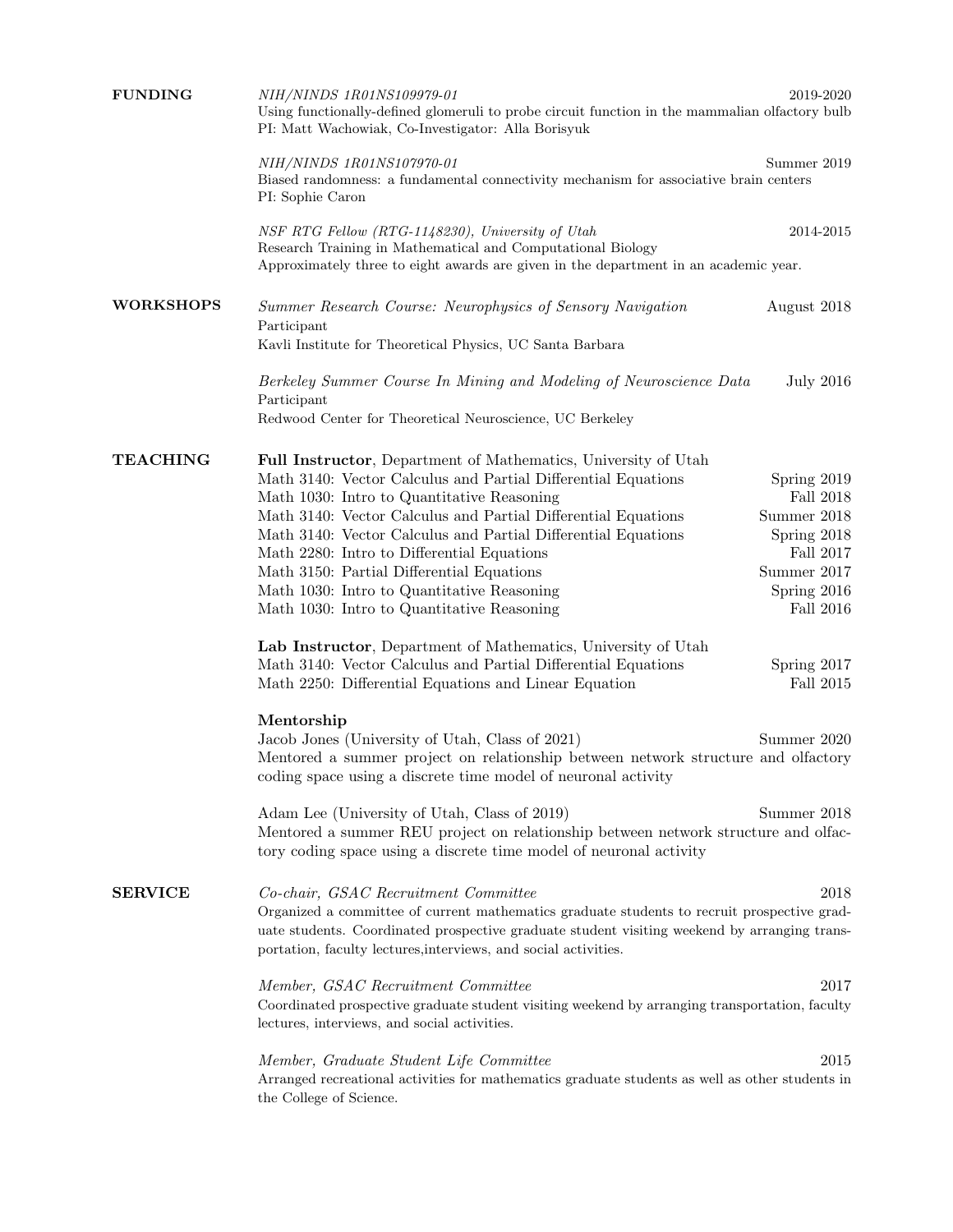## FUNDING

*NIH/NINDS 1R01NS109979-01* — 2019-2020
Using functionally-defined glomeruli to probe circuit function in the mammalian olfactory bulb
PI: Matt Wachowiak, Co-Investigator: Alla Borisyuk

*NIH/NINDS 1R01NS107970-01* — Summer 2019
Biased randomness: a fundamental connectivity mechanism for associative brain centers
PI: Sophie Caron

*NSF RTG Fellow (RTG-1148230), University of Utah* — 2014-2015
Research Training in Mathematical and Computational Biology
Approximately three to eight awards are given in the department in an academic year.

## WORKSHOPS

*Summer Research Course: Neurophysics of Sensory Navigation* — August 2018
Participant
Kavli Institute for Theoretical Physics, UC Santa Barbara

*Berkeley Summer Course In Mining and Modeling of Neuroscience Data* — July 2016
Participant
Redwood Center for Theoretical Neuroscience, UC Berkeley

## TEACHING

**Full Instructor**, Department of Mathematics, University of Utah

- Math 3140: Vector Calculus and Partial Differential Equations — Spring 2019
- Math 1030: Intro to Quantitative Reasoning — Fall 2018
- Math 3140: Vector Calculus and Partial Differential Equations — Summer 2018
- Math 3140: Vector Calculus and Partial Differential Equations — Spring 2018
- Math 2280: Intro to Differential Equations — Fall 2017
- Math 3150: Partial Differential Equations — Summer 2017
- Math 1030: Intro to Quantitative Reasoning — Spring 2016
- Math 1030: Intro to Quantitative Reasoning — Fall 2016

**Lab Instructor**, Department of Mathematics, University of Utah

- Math 3140: Vector Calculus and Partial Differential Equations — Spring 2017
- Math 2250: Differential Equations and Linear Equation — Fall 2015

**Mentorship**

Jacob Jones (University of Utah, Class of 2021) — Summer 2020
Mentored a summer project on relationship between network structure and olfactory coding space using a discrete time model of neuronal activity

Adam Lee (University of Utah, Class of 2019) — Summer 2018
Mentored a summer REU project on relationship between network structure and olfactory coding space using a discrete time model of neuronal activity

## SERVICE

*Co-chair, GSAC Recruitment Committee* — 2018
Organized a committee of current mathematics graduate students to recruit prospective graduate students. Coordinated prospective graduate student visiting weekend by arranging transportation, faculty lectures,interviews, and social activities.

*Member, GSAC Recruitment Committee* — 2017
Coordinated prospective graduate student visiting weekend by arranging transportation, faculty lectures, interviews, and social activities.

*Member, Graduate Student Life Committee* — 2015
Arranged recreational activities for mathematics graduate students as well as other students in the College of Science.